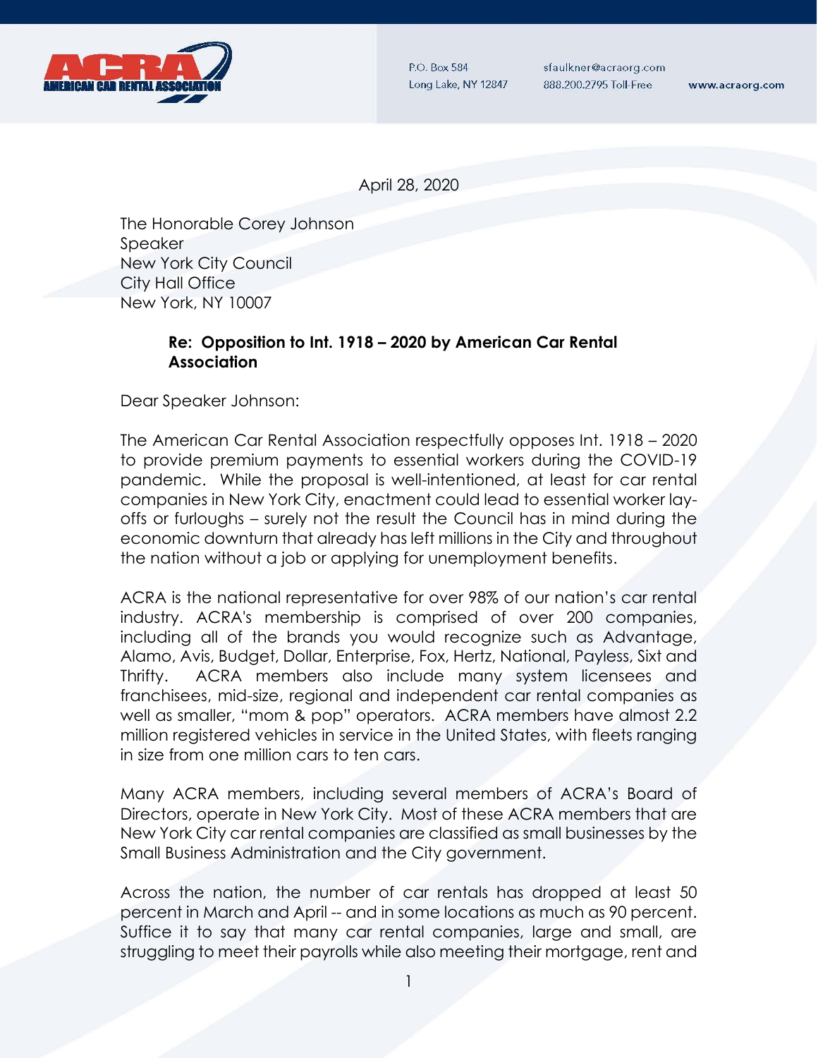**AMERICAN CAR RENTAL ASSOCIATION**

P.O. Box 584
Long Lake, NY 12847

sfaulkner@acraorg.com
888.200.2795 Toll-Free

www.acraorg.com

April 28, 2020

The Honorable Corey Johnson
Speaker
New York City Council
City Hall Office
New York, NY 10007

**Re: Opposition to Int. 1918 – 2020 by American Car Rental Association**

Dear Speaker Johnson:

The American Car Rental Association respectfully opposes Int. 1918 – 2020 to provide premium payments to essential workers during the COVID-19 pandemic. While the proposal is well-intentioned, at least for car rental companies in New York City, enactment could lead to essential worker lay-offs or furloughs – surely not the result the Council has in mind during the economic downturn that already has left millions in the City and throughout the nation without a job or applying for unemployment benefits.

ACRA is the national representative for over 98% of our nation's car rental industry. ACRA's membership is comprised of over 200 companies, including all of the brands you would recognize such as Advantage, Alamo, Avis, Budget, Dollar, Enterprise, Fox, Hertz, National, Payless, Sixt and Thrifty. ACRA members also include many system licensees and franchisees, mid-size, regional and independent car rental companies as well as smaller, "mom & pop" operators. ACRA members have almost 2.2 million registered vehicles in service in the United States, with fleets ranging in size from one million cars to ten cars.

Many ACRA members, including several members of ACRA's Board of Directors, operate in New York City. Most of these ACRA members that are New York City car rental companies are classified as small businesses by the Small Business Administration and the City government.

Across the nation, the number of car rentals has dropped at least 50 percent in March and April -- and in some locations as much as 90 percent. Suffice it to say that many car rental companies, large and small, are struggling to meet their payrolls while also meeting their mortgage, rent and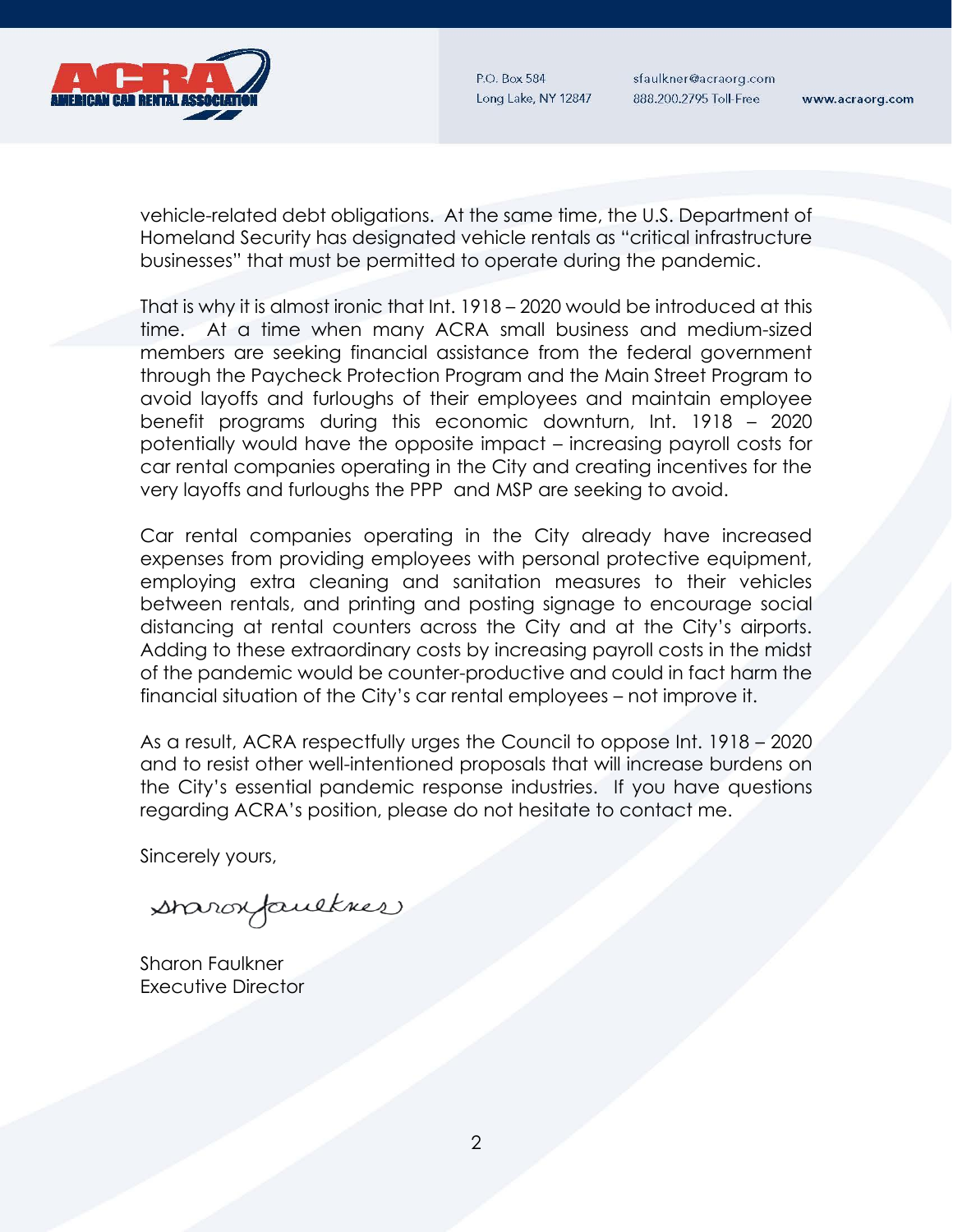vehicle-related debt obligations. At the same time, the U.S. Department of Homeland Security has designated vehicle rentals as "critical infrastructure businesses" that must be permitted to operate during the pandemic.

That is why it is almost ironic that Int. 1918 – 2020 would be introduced at this time. At a time when many ACRA small business and medium-sized members are seeking financial assistance from the federal government through the Paycheck Protection Program and the Main Street Program to avoid layoffs and furloughs of their employees and maintain employee benefit programs during this economic downturn, Int. 1918 – 2020 potentially would have the opposite impact – increasing payroll costs for car rental companies operating in the City and creating incentives for the very layoffs and furloughs the PPP and MSP are seeking to avoid.

Car rental companies operating in the City already have increased expenses from providing employees with personal protective equipment, employing extra cleaning and sanitation measures to their vehicles between rentals, and printing and posting signage to encourage social distancing at rental counters across the City and at the City's airports. Adding to these extraordinary costs by increasing payroll costs in the midst of the pandemic would be counter-productive and could in fact harm the financial situation of the City's car rental employees – not improve it.

As a result, ACRA respectfully urges the Council to oppose Int. 1918 – 2020 and to resist other well-intentioned proposals that will increase burdens on the City's essential pandemic response industries. If you have questions regarding ACRA's position, please do not hesitate to contact me.

Sincerely yours,

Sharon Faulkner

Sharon Faulkner
Executive Director